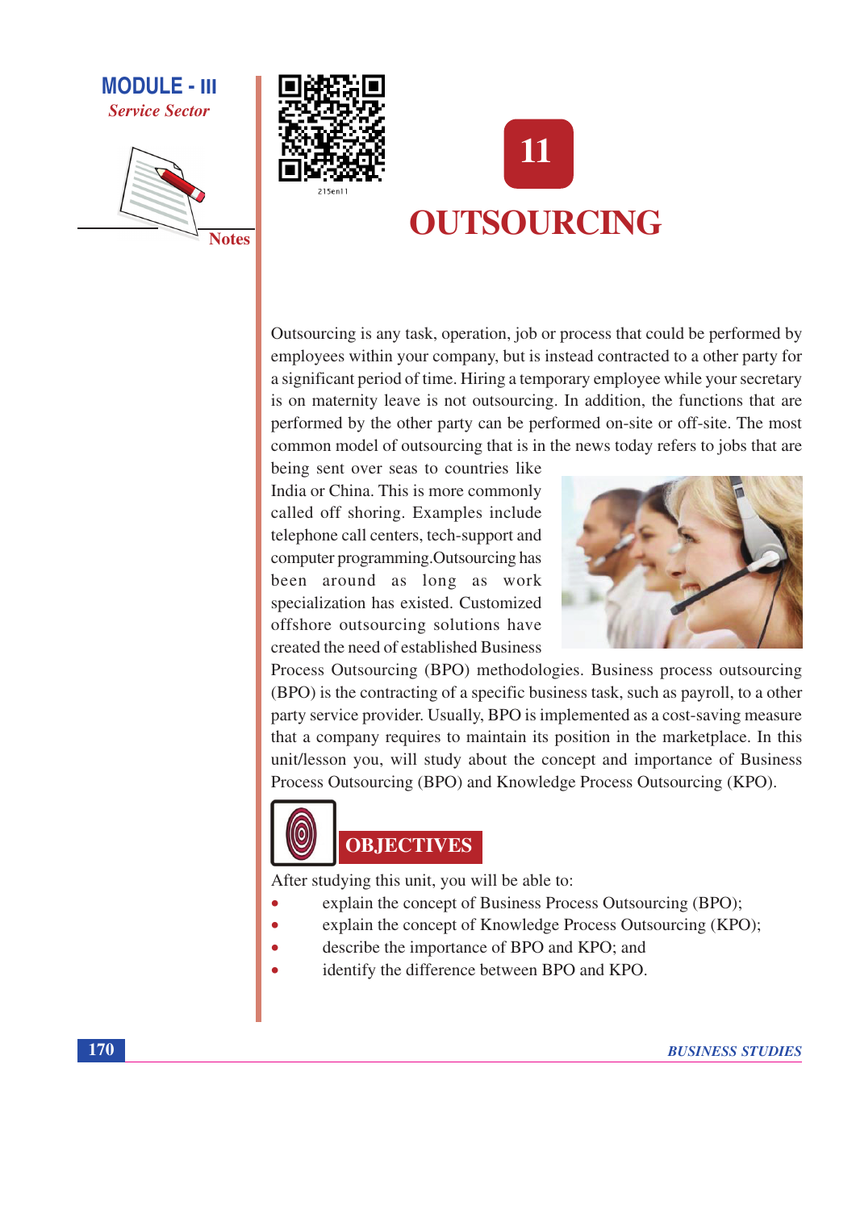# 11

# OUTSOURCING

Outsourcing is any task, operation, job or process that could be performed by employees within your company, but is instead contracted to a other party for a significant period of time. Hiring a temporary employee while your secretary is on maternity leave is not outsourcing. In addition, the functions that are performed by the other party can be performed on-site or off-site. The most common model of outsourcing that is in the news today refers to jobs that are being sent over seas to countries like India or China. This is more commonly called off shoring. Examples include telephone call centers, tech-support and computer programming.Outsourcing has been around as long as work specialization has existed. Customized offshore outsourcing solutions have created the need of established Business Process Outsourcing (BPO) methodologies. Business process outsourcing (BPO) is the contracting of a specific business task, such as payroll, to a other party service provider. Usually, BPO is implemented as a cost-saving measure that a company requires to maintain its position in the marketplace. In this unit/lesson you, will study about the concept and importance of Business Process Outsourcing (BPO) and Knowledge Process Outsourcing (KPO).

## OBJECTIVES

After studying this unit, you will be able to:

- explain the concept of Business Process Outsourcing (BPO);
- explain the concept of Knowledge Process Outsourcing (KPO);
- describe the importance of BPO and KPO; and
- identify the difference between BPO and KPO.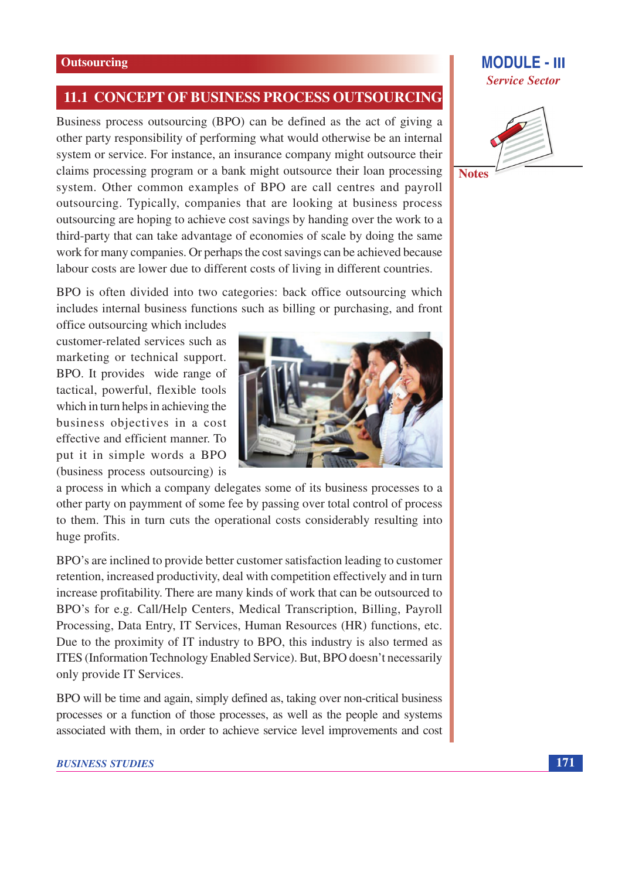## 11.1 CONCEPT OF BUSINESS PROCESS OUTSOURCING

Business process outsourcing (BPO) can be defined as the act of giving a other party responsibility of performing what would otherwise be an internal system or service. For instance, an insurance company might outsource their claims processing program or a bank might outsource their loan processing system. Other common examples of BPO are call centres and payroll outsourcing. Typically, companies that are looking at business process outsourcing are hoping to achieve cost savings by handing over the work to a third-party that can take advantage of economies of scale by doing the same work for many companies. Or perhaps the cost savings can be achieved because labour costs are lower due to different costs of living in different countries.

BPO is often divided into two categories: back office outsourcing which includes internal business functions such as billing or purchasing, and front office outsourcing which includes customer-related services such as marketing or technical support. BPO. It provides wide range of tactical, powerful, flexible tools which in turn helps in achieving the business objectives in a cost effective and efficient manner. To put it in simple words a BPO (business process outsourcing) is a process in which a company delegates some of its business processes to a other party on paymment of some fee by passing over total control of process to them. This in turn cuts the operational costs considerably resulting into huge profits.

BPO's are inclined to provide better customer satisfaction leading to customer retention, increased productivity, deal with competition effectively and in turn increase profitability. There are many kinds of work that can be outsourced to BPO's for e.g. Call/Help Centers, Medical Transcription, Billing, Payroll Processing, Data Entry, IT Services, Human Resources (HR) functions, etc. Due to the proximity of IT industry to BPO, this industry is also termed as ITES (Information Technology Enabled Service). But, BPO doesn't necessarily only provide IT Services.

BPO will be time and again, simply defined as, taking over non-critical business processes or a function of those processes, as well as the people and systems associated with them, in order to achieve service level improvements and cost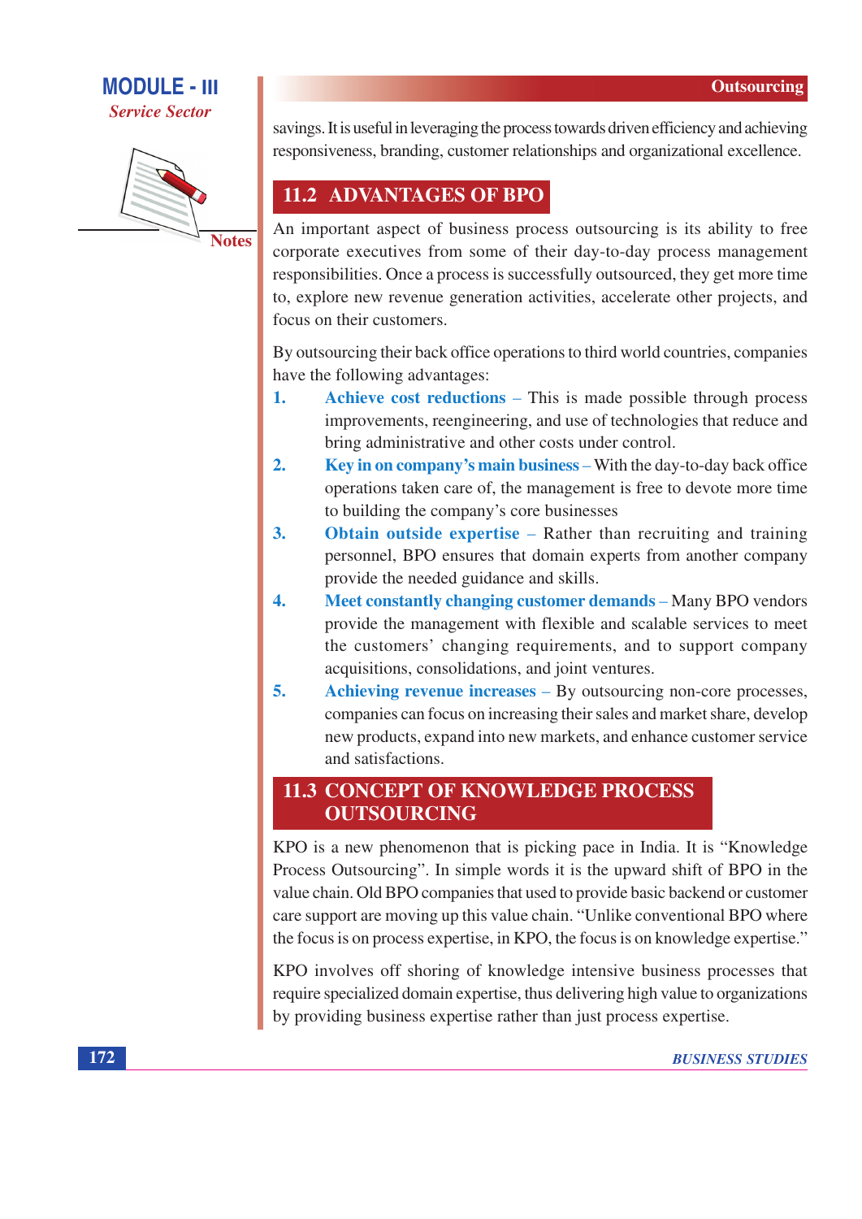savings. It is useful in leveraging the process towards driven efficiency and achieving responsiveness, branding, customer relationships and organizational excellence.

## 11.2 ADVANTAGES OF BPO

An important aspect of business process outsourcing is its ability to free corporate executives from some of their day-to-day process management responsibilities. Once a process is successfully outsourced, they get more time to, explore new revenue generation activities, accelerate other projects, and focus on their customers.

By outsourcing their back office operations to third world countries, companies have the following advantages:

1. **Achieve cost reductions** – This is made possible through process improvements, reengineering, and use of technologies that reduce and bring administrative and other costs under control.
2. **Key in on company's main business** – With the day-to-day back office operations taken care of, the management is free to devote more time to building the company's core businesses
3. **Obtain outside expertise** – Rather than recruiting and training personnel, BPO ensures that domain experts from another company provide the needed guidance and skills.
4. **Meet constantly changing customer demands** – Many BPO vendors provide the management with flexible and scalable services to meet the customers' changing requirements, and to support company acquisitions, consolidations, and joint ventures.
5. **Achieving revenue increases** – By outsourcing non-core processes, companies can focus on increasing their sales and market share, develop new products, expand into new markets, and enhance customer service and satisfactions.

## 11.3 CONCEPT OF KNOWLEDGE PROCESS OUTSOURCING

KPO is a new phenomenon that is picking pace in India. It is "Knowledge Process Outsourcing". In simple words it is the upward shift of BPO in the value chain. Old BPO companies that used to provide basic backend or customer care support are moving up this value chain. "Unlike conventional BPO where the focus is on process expertise, in KPO, the focus is on knowledge expertise."

KPO involves off shoring of knowledge intensive business processes that require specialized domain expertise, thus delivering high value to organizations by providing business expertise rather than just process expertise.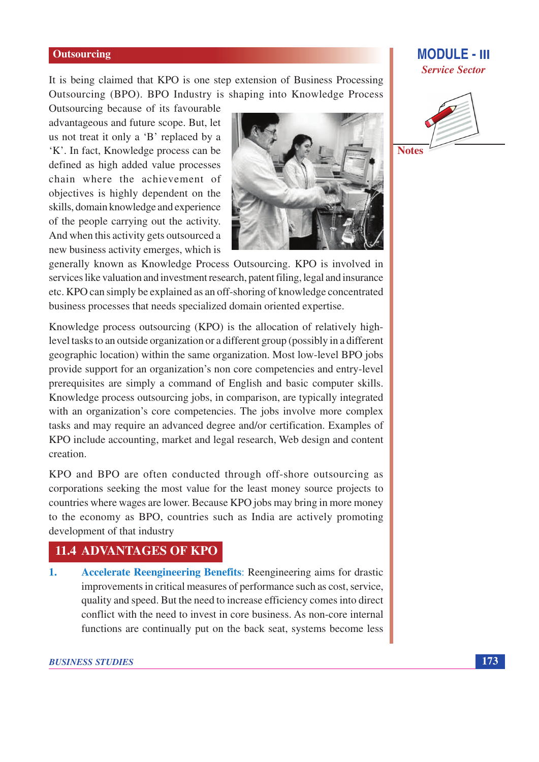It is being claimed that KPO is one step extension of Business Processing Outsourcing (BPO). BPO Industry is shaping into Knowledge Process Outsourcing because of its favourable advantageous and future scope. But, let us not treat it only a 'B' replaced by a 'K'. In fact, Knowledge process can be defined as high added value processes chain where the achievement of objectives is highly dependent on the skills, domain knowledge and experience of the people carrying out the activity. And when this activity gets outsourced a new business activity emerges, which is generally known as Knowledge Process Outsourcing. KPO is involved in services like valuation and investment research, patent filing, legal and insurance etc. KPO can simply be explained as an off-shoring of knowledge concentrated business processes that needs specialized domain oriented expertise.

Knowledge process outsourcing (KPO) is the allocation of relatively high-level tasks to an outside organization or a different group (possibly in a different geographic location) within the same organization. Most low-level BPO jobs provide support for an organization's non core competencies and entry-level prerequisites are simply a command of English and basic computer skills. Knowledge process outsourcing jobs, in comparison, are typically integrated with an organization's core competencies. The jobs involve more complex tasks and may require an advanced degree and/or certification. Examples of KPO include accounting, market and legal research, Web design and content creation.

KPO and BPO are often conducted through off-shore outsourcing as corporations seeking the most value for the least money source projects to countries where wages are lower. Because KPO jobs may bring in more money to the economy as BPO, countries such as India are actively promoting development of that industry

## 11.4 ADVANTAGES OF KPO

1. **Accelerate Reengineering Benefits**: Reengineering aims for drastic improvements in critical measures of performance such as cost, service, quality and speed. But the need to increase efficiency comes into direct conflict with the need to invest in core business. As non-core internal functions are continually put on the back seat, systems become less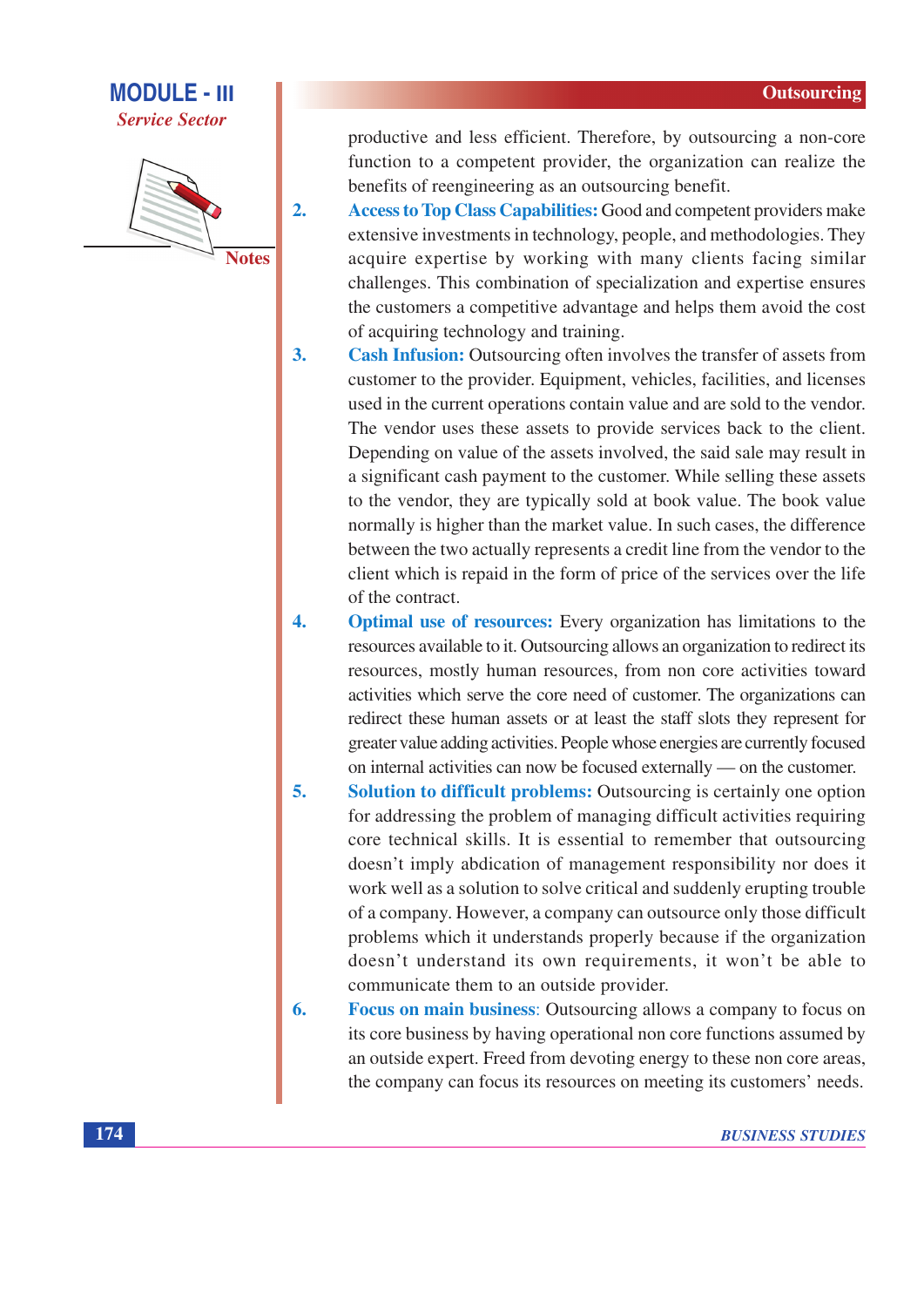productive and less efficient. Therefore, by outsourcing a non-core function to a competent provider, the organization can realize the benefits of reengineering as an outsourcing benefit.

2. **Access to Top Class Capabilities:** Good and competent providers make extensive investments in technology, people, and methodologies. They acquire expertise by working with many clients facing similar challenges. This combination of specialization and expertise ensures the customers a competitive advantage and helps them avoid the cost of acquiring technology and training.

3. **Cash Infusion:** Outsourcing often involves the transfer of assets from customer to the provider. Equipment, vehicles, facilities, and licenses used in the current operations contain value and are sold to the vendor. The vendor uses these assets to provide services back to the client. Depending on value of the assets involved, the said sale may result in a significant cash payment to the customer. While selling these assets to the vendor, they are typically sold at book value. The book value normally is higher than the market value. In such cases, the difference between the two actually represents a credit line from the vendor to the client which is repaid in the form of price of the services over the life of the contract.

4. **Optimal use of resources:** Every organization has limitations to the resources available to it. Outsourcing allows an organization to redirect its resources, mostly human resources, from non core activities toward activities which serve the core need of customer. The organizations can redirect these human assets or at least the staff slots they represent for greater value adding activities. People whose energies are currently focused on internal activities can now be focused externally — on the customer.

5. **Solution to difficult problems:** Outsourcing is certainly one option for addressing the problem of managing difficult activities requiring core technical skills. It is essential to remember that outsourcing doesn't imply abdication of management responsibility nor does it work well as a solution to solve critical and suddenly erupting trouble of a company. However, a company can outsource only those difficult problems which it understands properly because if the organization doesn't understand its own requirements, it won't be able to communicate them to an outside provider.

6. **Focus on main business**: Outsourcing allows a company to focus on its core business by having operational non core functions assumed by an outside expert. Freed from devoting energy to these non core areas, the company can focus its resources on meeting its customers' needs.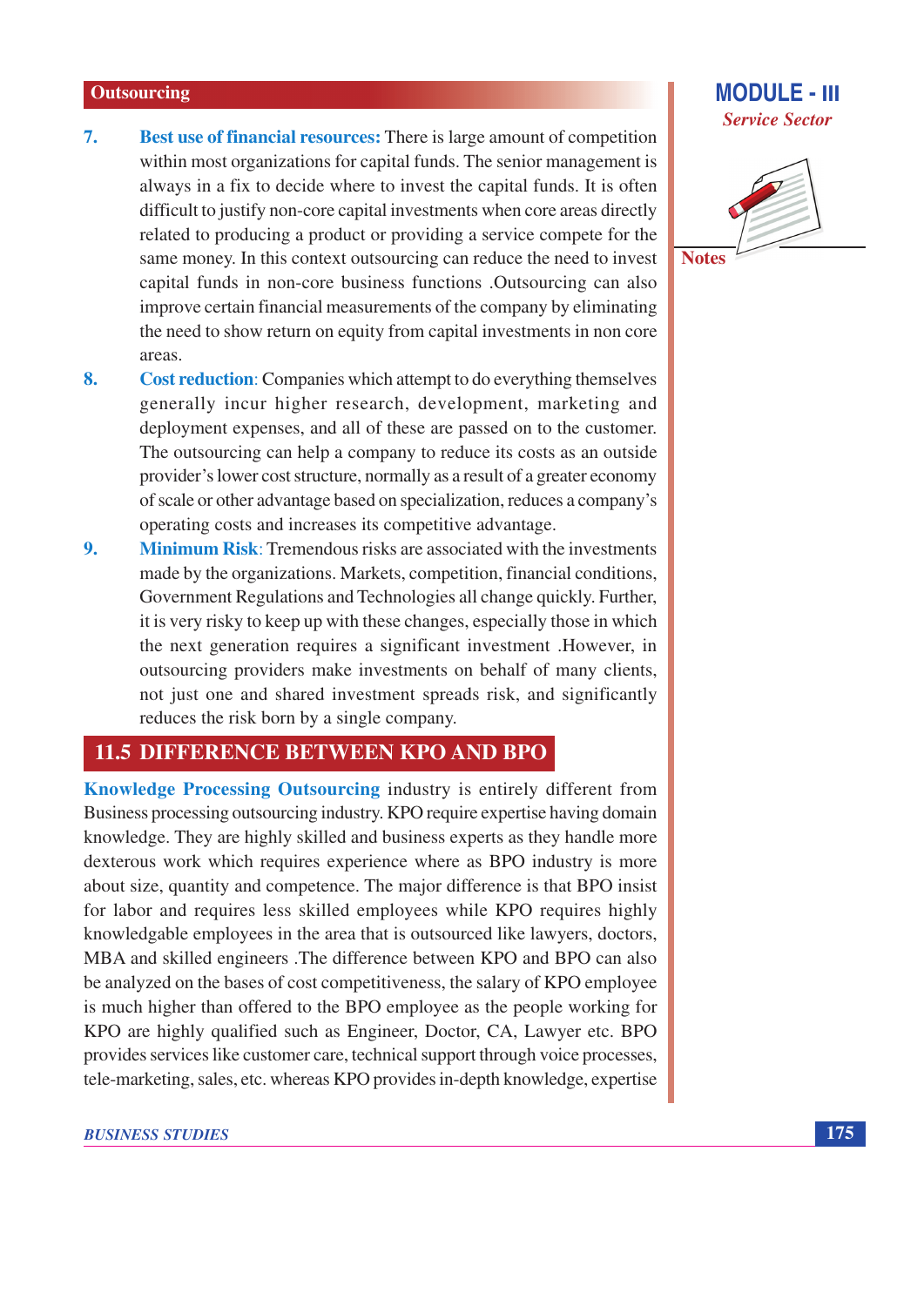7. **Best use of financial resources:** There is large amount of competition within most organizations for capital funds. The senior management is always in a fix to decide where to invest the capital funds. It is often difficult to justify non-core capital investments when core areas directly related to producing a product or providing a service compete for the same money. In this context outsourcing can reduce the need to invest capital funds in non-core business functions .Outsourcing can also improve certain financial measurements of the company by eliminating the need to show return on equity from capital investments in non core areas.

8. **Cost reduction**: Companies which attempt to do everything themselves generally incur higher research, development, marketing and deployment expenses, and all of these are passed on to the customer. The outsourcing can help a company to reduce its costs as an outside provider's lower cost structure, normally as a result of a greater economy of scale or other advantage based on specialization, reduces a company's operating costs and increases its competitive advantage.

9. **Minimum Risk**: Tremendous risks are associated with the investments made by the organizations. Markets, competition, financial conditions, Government Regulations and Technologies all change quickly. Further, it is very risky to keep up with these changes, especially those in which the next generation requires a significant investment .However, in outsourcing providers make investments on behalf of many clients, not just one and shared investment spreads risk, and significantly reduces the risk born by a single company.

## 11.5 DIFFERENCE BETWEEN KPO AND BPO

**Knowledge Processing Outsourcing** industry is entirely different from Business processing outsourcing industry. KPO require expertise having domain knowledge. They are highly skilled and business experts as they handle more dexterous work which requires experience where as BPO industry is more about size, quantity and competence. The major difference is that BPO insist for labor and requires less skilled employees while KPO requires highly knowledgable employees in the area that is outsourced like lawyers, doctors, MBA and skilled engineers .The difference between KPO and BPO can also be analyzed on the bases of cost competitiveness, the salary of KPO employee is much higher than offered to the BPO employee as the people working for KPO are highly qualified such as Engineer, Doctor, CA, Lawyer etc. BPO provides services like customer care, technical support through voice processes, tele-marketing, sales, etc. whereas KPO provides in-depth knowledge, expertise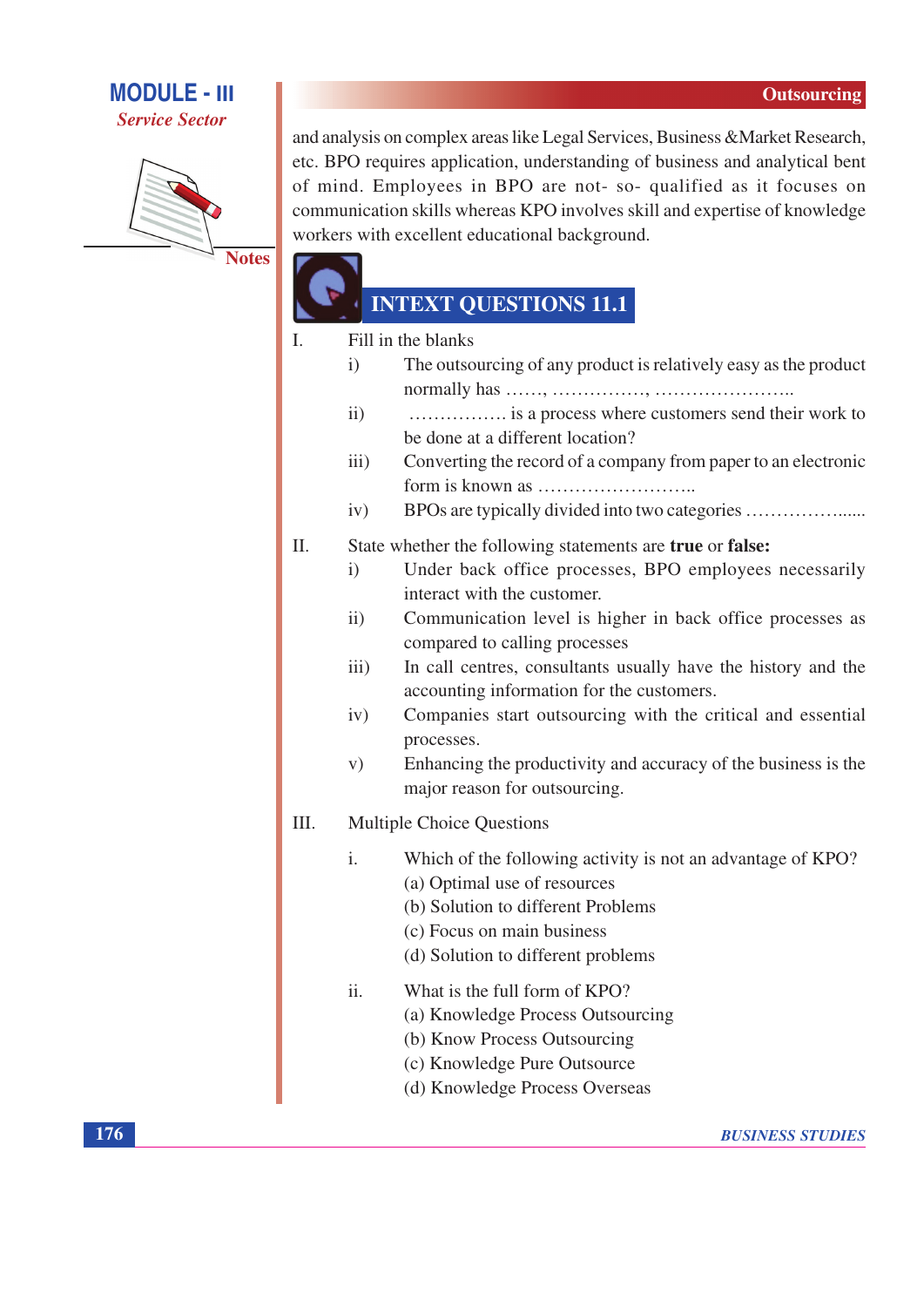and analysis on complex areas like Legal Services, Business &Market Research, etc. BPO requires application, understanding of business and analytical bent of mind. Employees in BPO are not- so- qualified as it focuses on communication skills whereas KPO involves skill and expertise of knowledge workers with excellent educational background.

## INTEXT QUESTIONS 11.1

I. Fill in the blanks

i) The outsourcing of any product is relatively easy as the product normally has ……, ……………, …………………..

ii) ……………. is a process where customers send their work to be done at a different location?

iii) Converting the record of a company from paper to an electronic form is known as ……………………..

iv) BPOs are typically divided into two categories …………….......

II. State whether the following statements are **true** or **false:**

i) Under back office processes, BPO employees necessarily interact with the customer.

ii) Communication level is higher in back office processes as compared to calling processes

iii) In call centres, consultants usually have the history and the accounting information for the customers.

iv) Companies start outsourcing with the critical and essential processes.

v) Enhancing the productivity and accuracy of the business is the major reason for outsourcing.

III. Multiple Choice Questions

i. Which of the following activity is not an advantage of KPO?
   (a) Optimal use of resources
   (b) Solution to different Problems
   (c) Focus on main business
   (d) Solution to different problems

ii. What is the full form of KPO?
   (a) Knowledge Process Outsourcing
   (b) Know Process Outsourcing
   (c) Knowledge Pure Outsource
   (d) Knowledge Process Overseas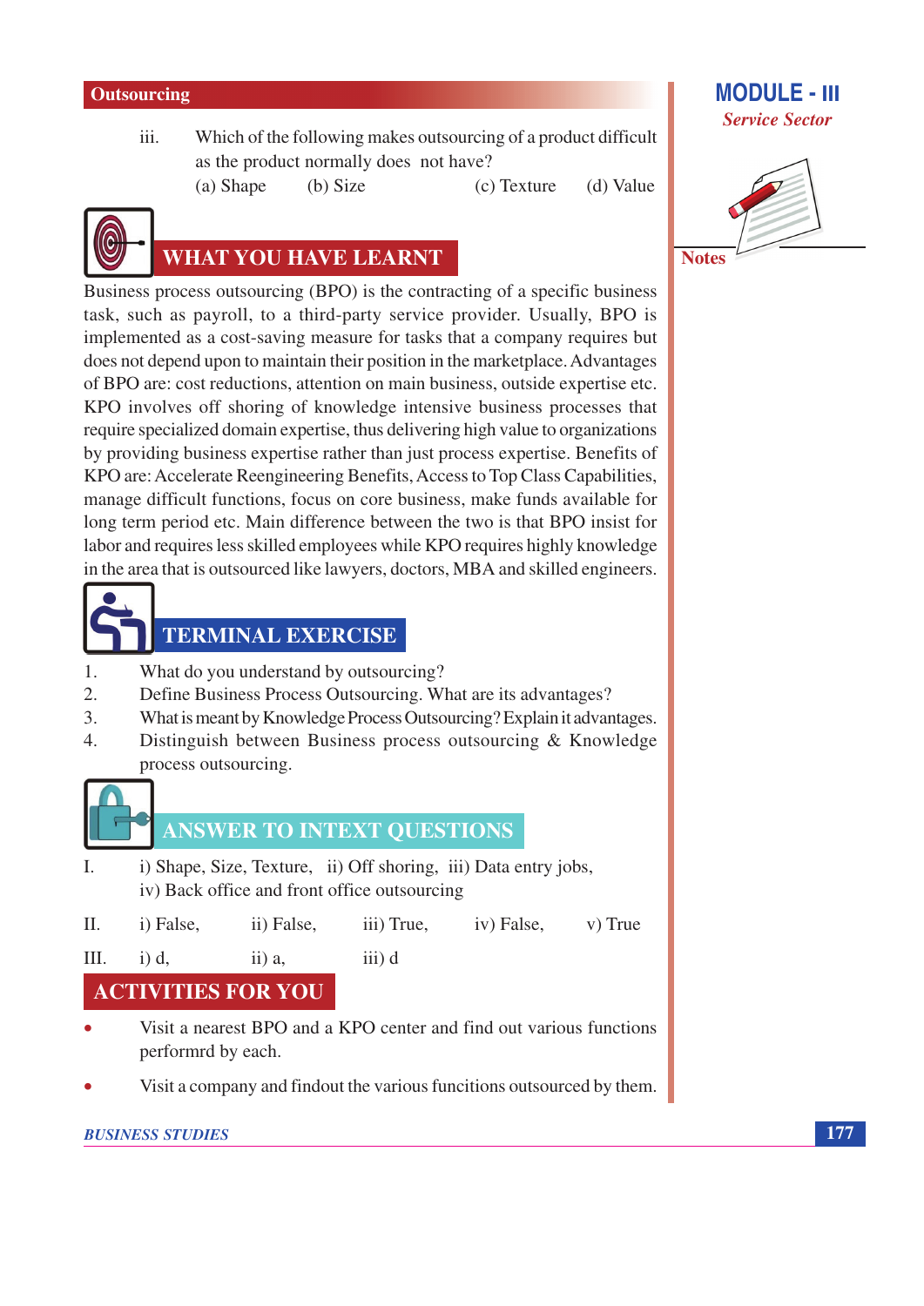iii. Which of the following makes outsourcing of a product difficult as the product normally does not have?

(a) Shape (b) Size (c) Texture (d) Value

## WHAT YOU HAVE LEARNT

Business process outsourcing (BPO) is the contracting of a specific business task, such as payroll, to a third-party service provider. Usually, BPO is implemented as a cost-saving measure for tasks that a company requires but does not depend upon to maintain their position in the marketplace. Advantages of BPO are: cost reductions, attention on main business, outside expertise etc. KPO involves off shoring of knowledge intensive business processes that require specialized domain expertise, thus delivering high value to organizations by providing business expertise rather than just process expertise. Benefits of KPO are: Accelerate Reengineering Benefits, Access to Top Class Capabilities, manage difficult functions, focus on core business, make funds available for long term period etc. Main difference between the two is that BPO insist for labor and requires less skilled employees while KPO requires highly knowledge in the area that is outsourced like lawyers, doctors, MBA and skilled engineers.

## TERMINAL EXERCISE

1. What do you understand by outsourcing?
2. Define Business Process Outsourcing. What are its advantages?
3. What is meant by Knowledge Process Outsourcing? Explain it advantages.
4. Distinguish between Business process outsourcing & Knowledge process outsourcing.

## ANSWER TO INTEXT QUESTIONS

I. i) Shape, Size, Texture, ii) Off shoring, iii) Data entry jobs, iv) Back office and front office outsourcing

II. i) False, ii) False, iii) True, iv) False, v) True

III. i) d, ii) a, iii) d

## ACTIVITIES FOR YOU

- Visit a nearest BPO and a KPO center and find out various functions performrd by each.
- Visit a company and findout the various funcitions outsourced by them.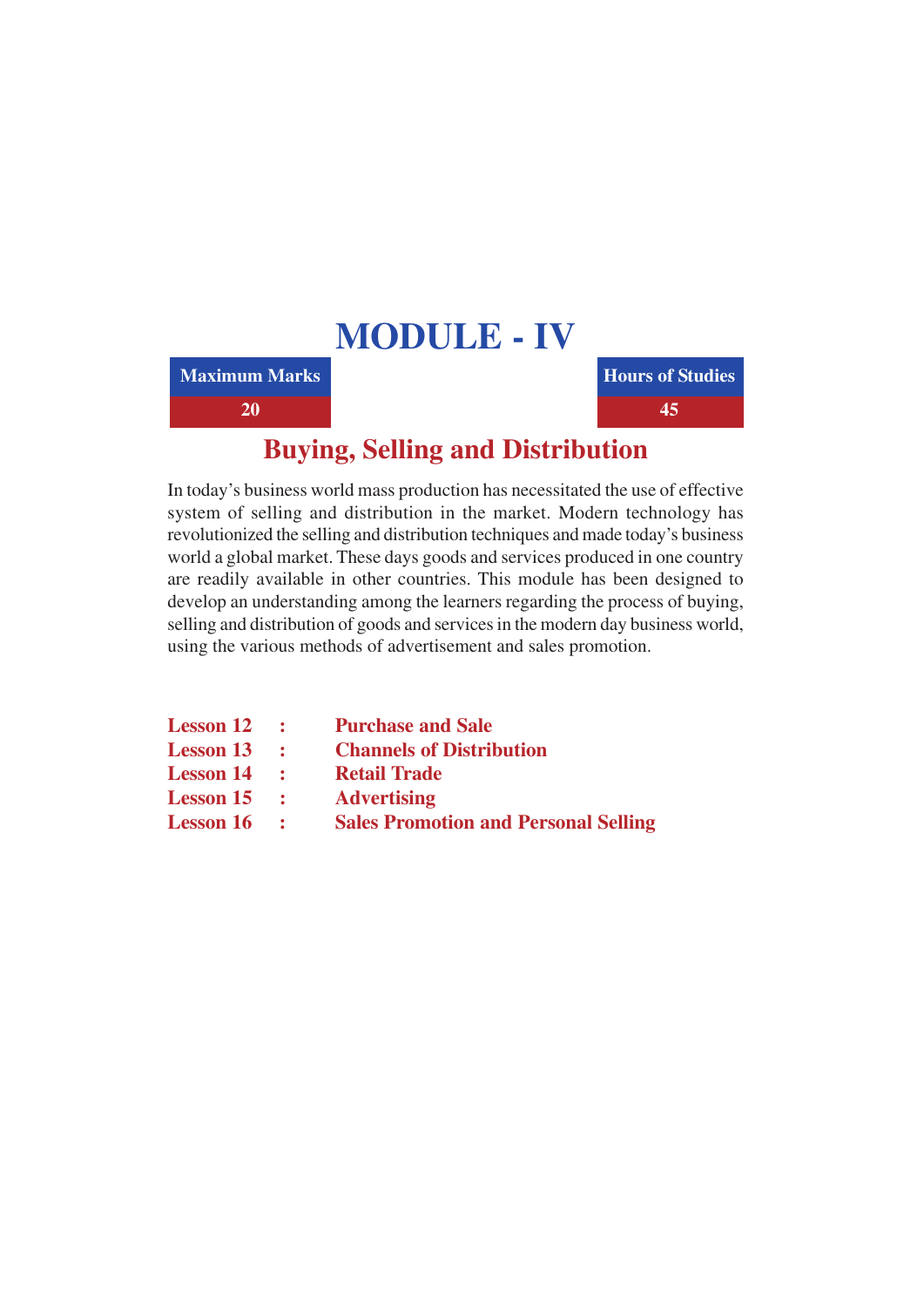# MODULE - IV

| Maximum Marks | Hours of Studies |
|---|---|
| 20 | 45 |

## Buying, Selling and Distribution

In today's business world mass production has necessitated the use of effective system of selling and distribution in the market. Modern technology has revolutionized the selling and distribution techniques and made today's business world a global market. These days goods and services produced in one country are readily available in other countries. This module has been designed to develop an understanding among the learners regarding the process of buying, selling and distribution of goods and services in the modern day business world, using the various methods of advertisement and sales promotion.

**Lesson 12 : Purchase and Sale**
**Lesson 13 : Channels of Distribution**
**Lesson 14 : Retail Trade**
**Lesson 15 : Advertising**
**Lesson 16 : Sales Promotion and Personal Selling**